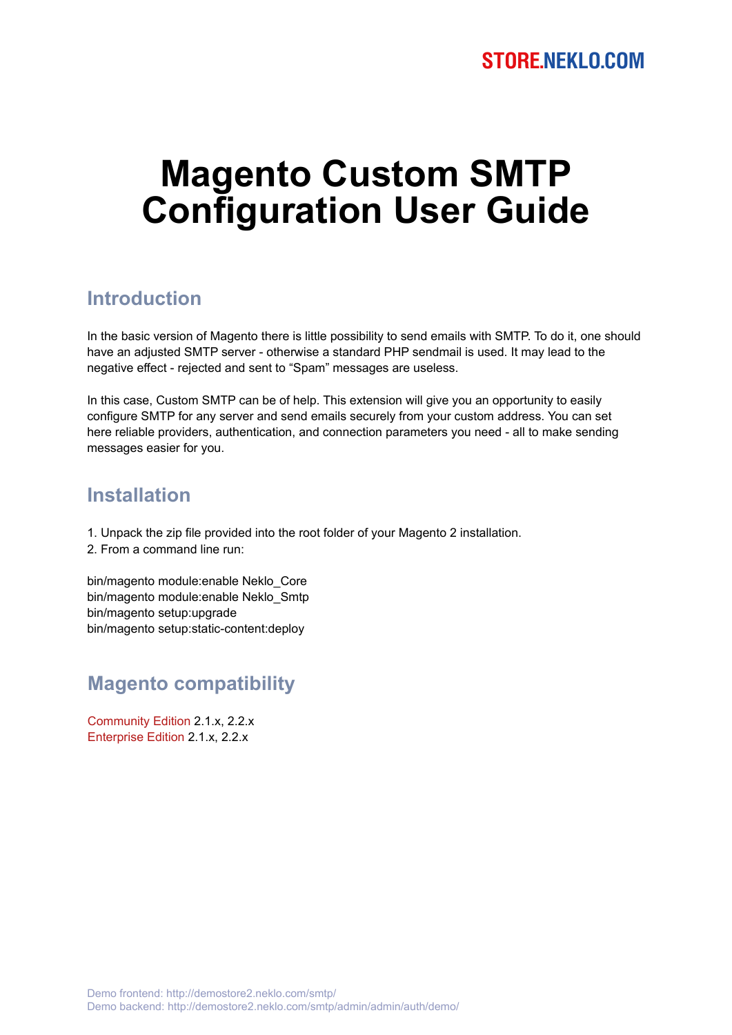STORE.NEKLO.COM

# Magento Custom SMTP Configuration User Guide

## Introduction

In the basic version of Magento there is little possibility to send emails with SMTP. To do it, one should have an adjusted SMTP server - otherwise a standard PHP sendmail is used. It may lead to the negative effect - rejected and sent to "Spam" messages are useless.

In this case, Custom SMTP can be of help. This extension will give you an opportunity to easily configure SMTP for any server and send emails securely from your custom address. You can set here reliable providers, authentication, and connection parameters you need - all to make sending messages easier for you.

## Installation

1. Unpack the zip file provided into the root folder of your Magento 2 installation.
2. From a command line run:

```
bin/magento module:enable Neklo_Core
bin/magento module:enable Neklo_Smtp
bin/magento setup:upgrade
bin/magento setup:static-content:deploy
```

## Magento compatibility

Community Edition 2.1.x, 2.2.x
Enterprise Edition 2.1.x, 2.2.x

Demo frontend: http://demostore2.neklo.com/smtp/
Demo backend: http://demostore2.neklo.com/smtp/admin/admin/auth/demo/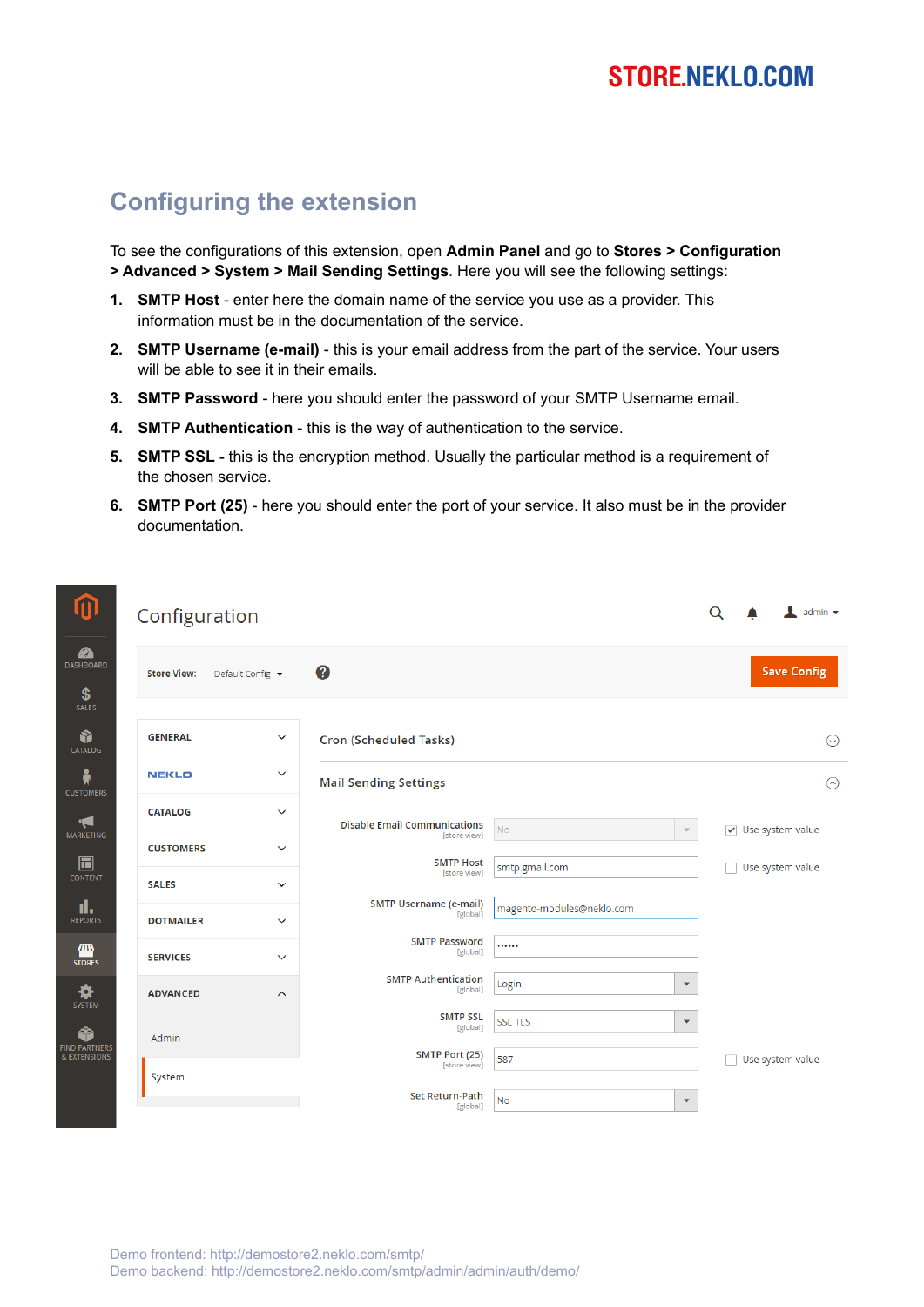## Configuring the extension

To see the configurations of this extension, open **Admin Panel** and go to **Stores > Configuration > Advanced > System > Mail Sending Settings**. Here you will see the following settings:

1. **SMTP Host** - enter here the domain name of the service you use as a provider. This information must be in the documentation of the service.
2. **SMTP Username (e-mail)** - this is your email address from the part of the service. Your users will be able to see it in their emails.
3. **SMTP Password** - here you should enter the password of your SMTP Username email.
4. **SMTP Authentication** - this is the way of authentication to the service.
5. **SMTP SSL -** this is the encryption method. Usually the particular method is a requirement of the chosen service.
6. **SMTP Port (25)** - here you should enter the port of your service. It also must be in the provider documentation.

Demo frontend: http://demostore2.neklo.com/smtp/
Demo backend: http://demostore2.neklo.com/smtp/admin/admin/auth/demo/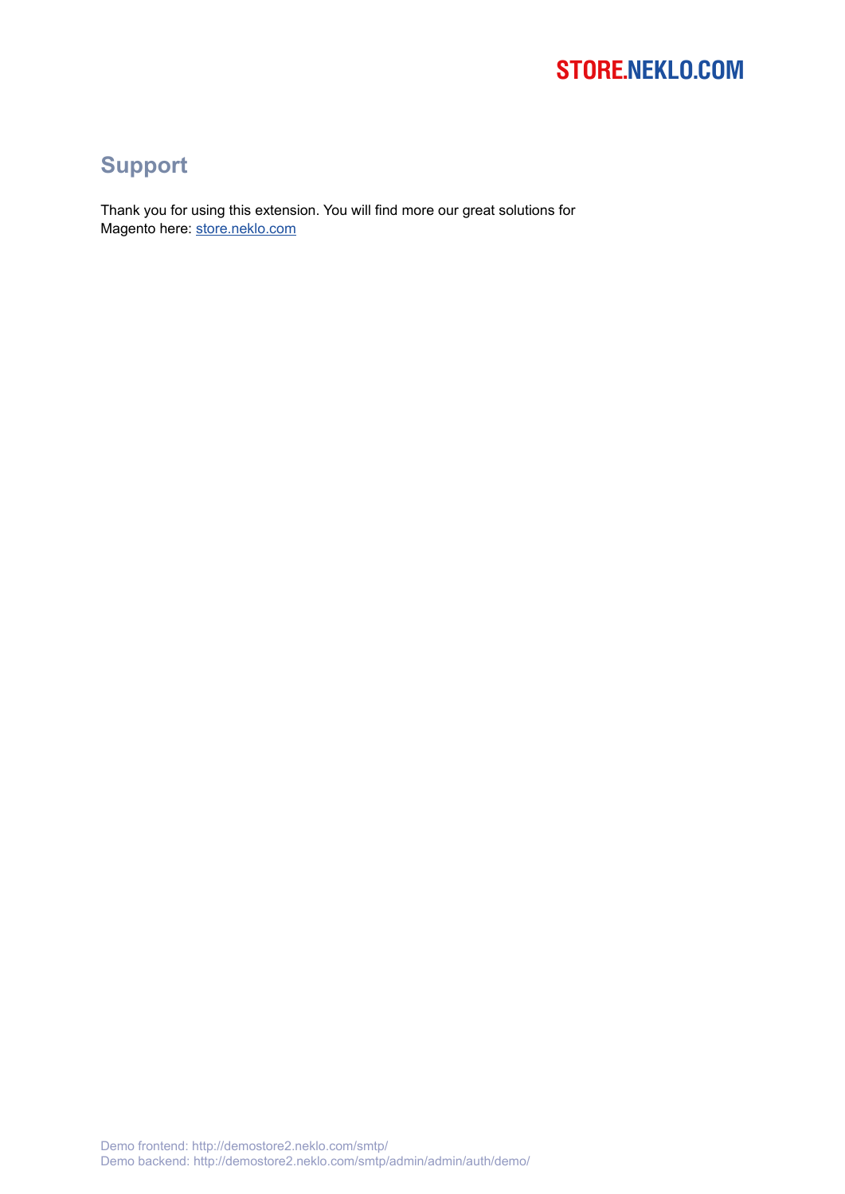## Support

Thank you for using this extension. You will find more our great solutions for Magento here: [store.neklo.com](http://store.neklo.com)